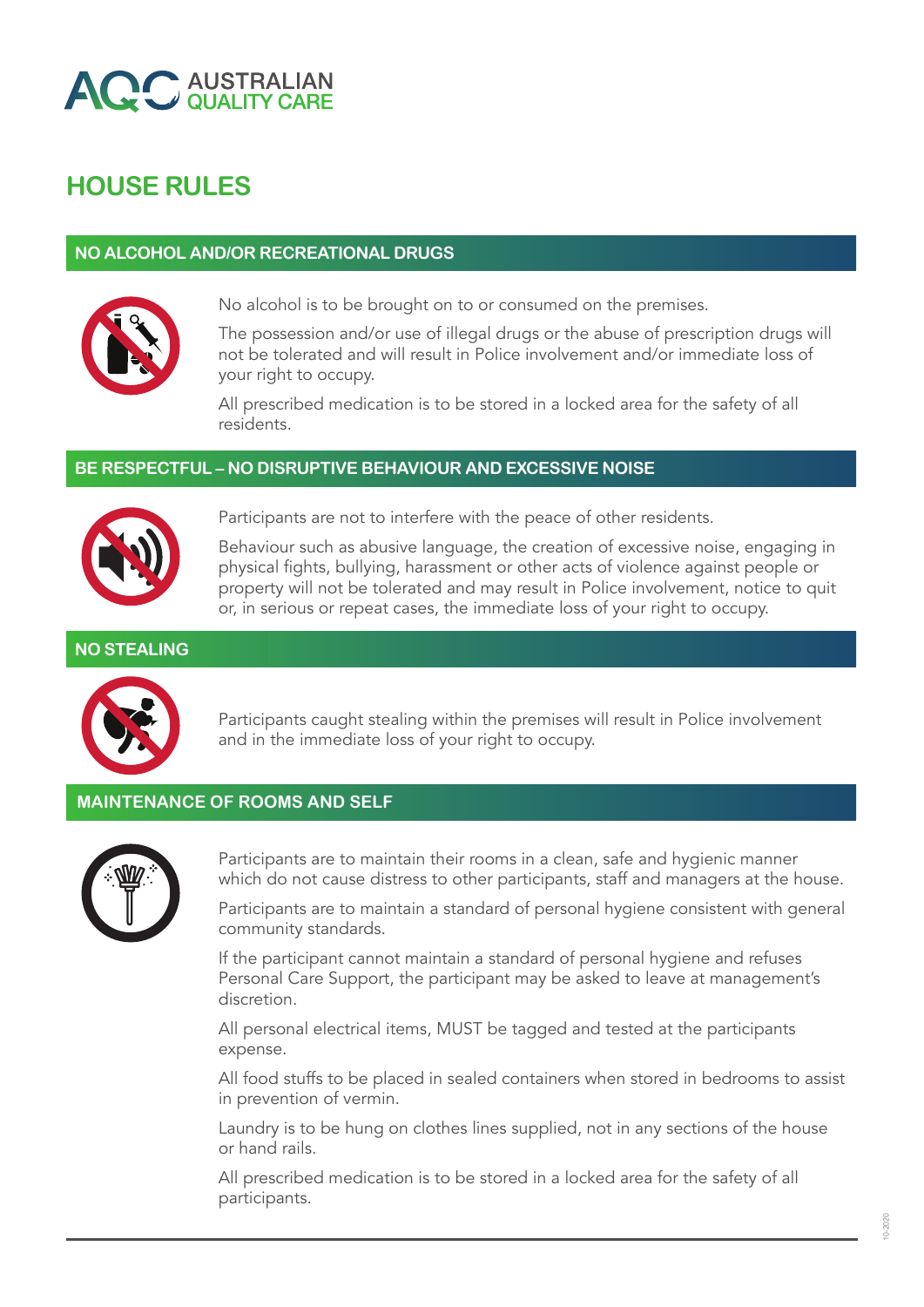AUSTRALIAN QUALITY CARE

# HOUSE RULES

## NO ALCOHOL AND/OR RECREATIONAL DRUGS

No alcohol is to be brought on to or consumed on the premises.

The possession and/or use of illegal drugs or the abuse of prescription drugs will not be tolerated and will result in Police involvement and/or immediate loss of your right to occupy.

All prescribed medication is to be stored in a locked area for the safety of all residents.

## BE RESPECTFUL – NO DISRUPTIVE BEHAVIOUR AND EXCESSIVE NOISE

Participants are not to interfere with the peace of other residents.

Behaviour such as abusive language, the creation of excessive noise, engaging in physical fights, bullying, harassment or other acts of violence against people or property will not be tolerated and may result in Police involvement, notice to quit or, in serious or repeat cases, the immediate loss of your right to occupy.

## NO STEALING

Participants caught stealing within the premises will result in Police involvement and in the immediate loss of your right to occupy.

## MAINTENANCE OF ROOMS AND SELF

Participants are to maintain their rooms in a clean, safe and hygienic manner which do not cause distress to other participants, staff and managers at the house.

Participants are to maintain a standard of personal hygiene consistent with general community standards.

If the participant cannot maintain a standard of personal hygiene and refuses Personal Care Support, the participant may be asked to leave at management's discretion.

All personal electrical items, MUST be tagged and tested at the participants expense.

All food stuffs to be placed in sealed containers when stored in bedrooms to assist in prevention of vermin.

Laundry is to be hung on clothes lines supplied, not in any sections of the house or hand rails.

All prescribed medication is to be stored in a locked area for the safety of all participants.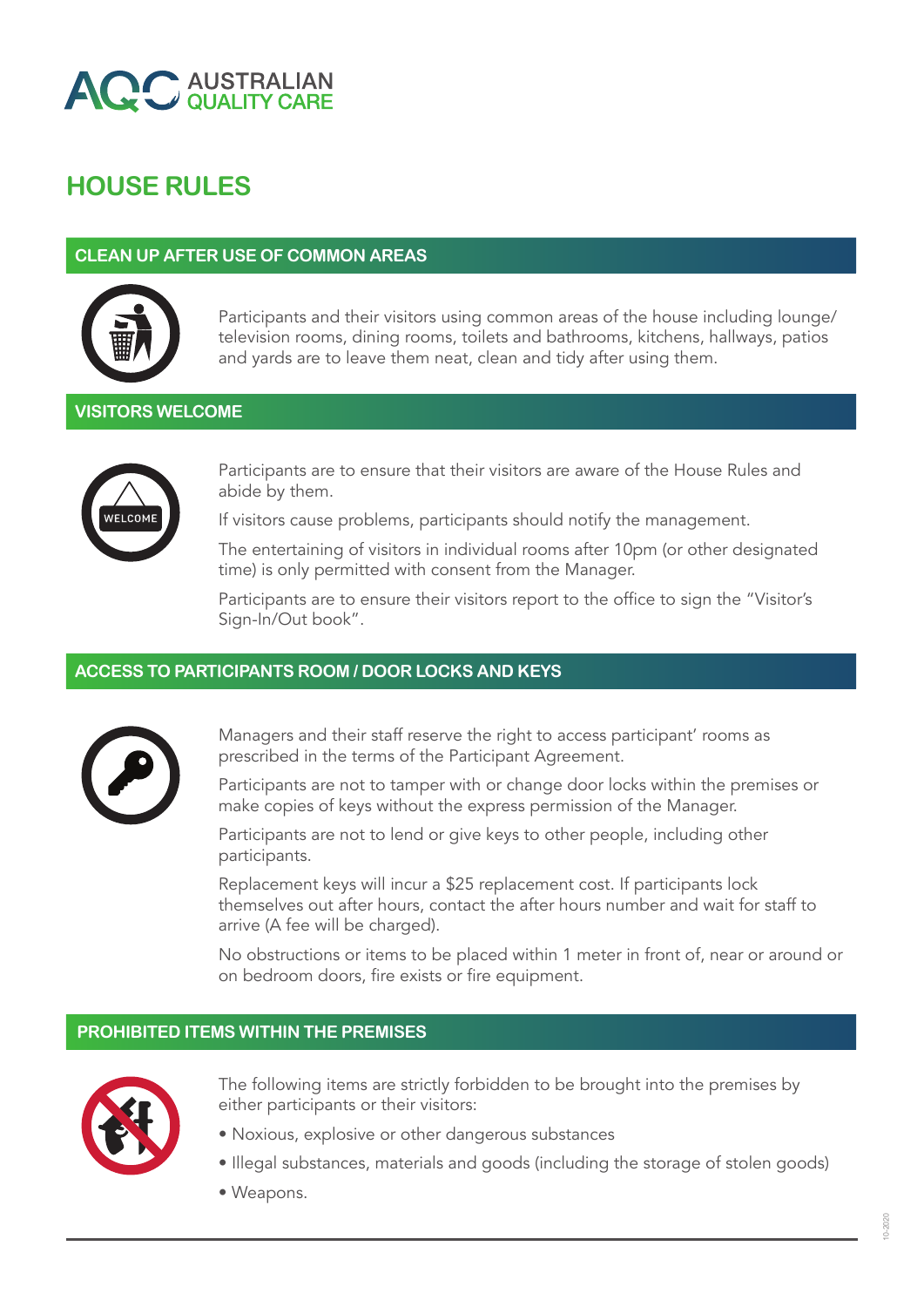# HOUSE RULES

## CLEAN UP AFTER USE OF COMMON AREAS

Participants and their visitors using common areas of the house including lounge/ television rooms, dining rooms, toilets and bathrooms, kitchens, hallways, patios and yards are to leave them neat, clean and tidy after using them.

## VISITORS WELCOME

Participants are to ensure that their visitors are aware of the House Rules and abide by them.

If visitors cause problems, participants should notify the management.

The entertaining of visitors in individual rooms after 10pm (or other designated time) is only permitted with consent from the Manager.

Participants are to ensure their visitors report to the office to sign the "Visitor's Sign-In/Out book".

## ACCESS TO PARTICIPANTS ROOM / DOOR LOCKS AND KEYS

Managers and their staff reserve the right to access participant' rooms as prescribed in the terms of the Participant Agreement.

Participants are not to tamper with or change door locks within the premises or make copies of keys without the express permission of the Manager.

Participants are not to lend or give keys to other people, including other participants.

Replacement keys will incur a $25 replacement cost. If participants lock themselves out after hours, contact the after hours number and wait for staff to arrive (A fee will be charged).

No obstructions or items to be placed within 1 meter in front of, near or around or on bedroom doors, fire exists or fire equipment.

## PROHIBITED ITEMS WITHIN THE PREMISES

The following items are strictly forbidden to be brought into the premises by either participants or their visitors:

- Noxious, explosive or other dangerous substances
- Illegal substances, materials and goods (including the storage of stolen goods)
- Weapons.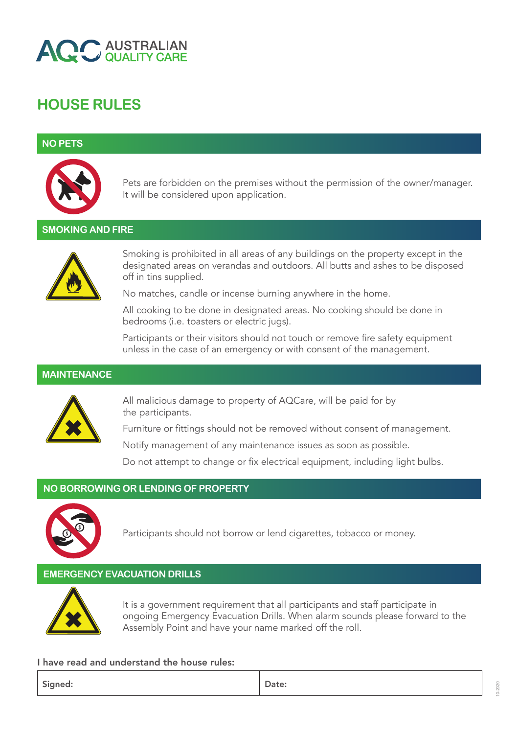AUSTRALIAN QUALITY CARE

# HOUSE RULES

## NO PETS

Pets are forbidden on the premises without the permission of the owner/manager. It will be considered upon application.

## SMOKING AND FIRE

Smoking is prohibited in all areas of any buildings on the property except in the designated areas on verandas and outdoors. All butts and ashes to be disposed off in tins supplied.

No matches, candle or incense burning anywhere in the home.

All cooking to be done in designated areas. No cooking should be done in bedrooms (i.e. toasters or electric jugs).

Participants or their visitors should not touch or remove fire safety equipment unless in the case of an emergency or with consent of the management.

## MAINTENANCE

All malicious damage to property of AQCare, will be paid for by the participants.

Furniture or fittings should not be removed without consent of management.

Notify management of any maintenance issues as soon as possible.

Do not attempt to change or fix electrical equipment, including light bulbs.

## NO BORROWING OR LENDING OF PROPERTY

Participants should not borrow or lend cigarettes, tobacco or money.

## EMERGENCY EVACUATION DRILLS

It is a government requirement that all participants and staff participate in ongoing Emergency Evacuation Drills. When alarm sounds please forward to the Assembly Point and have your name marked off the roll.

**I have read and understand the house rules:**

| | |
|---|---|
| **Signed:** | **Date:** |

10-2020